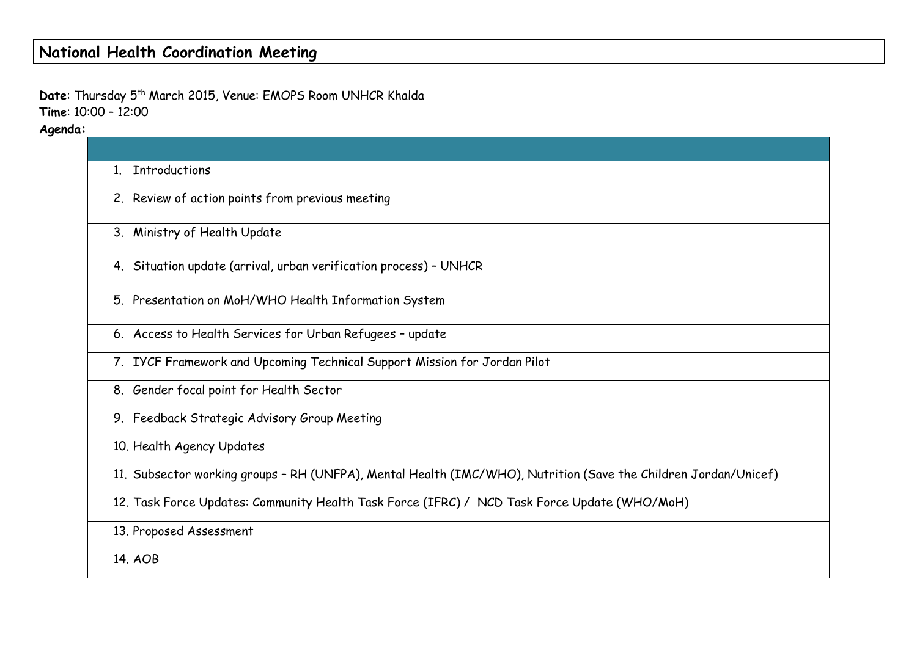# National Health Coordination Meeting

**Date**: Thursday 5th March 2015, Venue: EMOPS Room UNHCR Khalda
**Time**: 10:00 – 12:00
**Agenda:**

| |
|---|
| 1. Introductions |
| 2. Review of action points from previous meeting |
| 3. Ministry of Health Update |
| 4. Situation update (arrival, urban verification process) – UNHCR |
| 5. Presentation on MoH/WHO Health Information System |
| 6. Access to Health Services for Urban Refugees – update |
| 7. IYCF Framework and Upcoming Technical Support Mission for Jordan Pilot |
| 8. Gender focal point for Health Sector |
| 9. Feedback Strategic Advisory Group Meeting |
| 10. Health Agency Updates |
| 11. Subsector working groups – RH (UNFPA), Mental Health (IMC/WHO), Nutrition (Save the Children Jordan/Unicef) |
| 12. Task Force Updates: Community Health Task Force (IFRC) / NCD Task Force Update (WHO/MoH) |
| 13. Proposed Assessment |
| 14. AOB |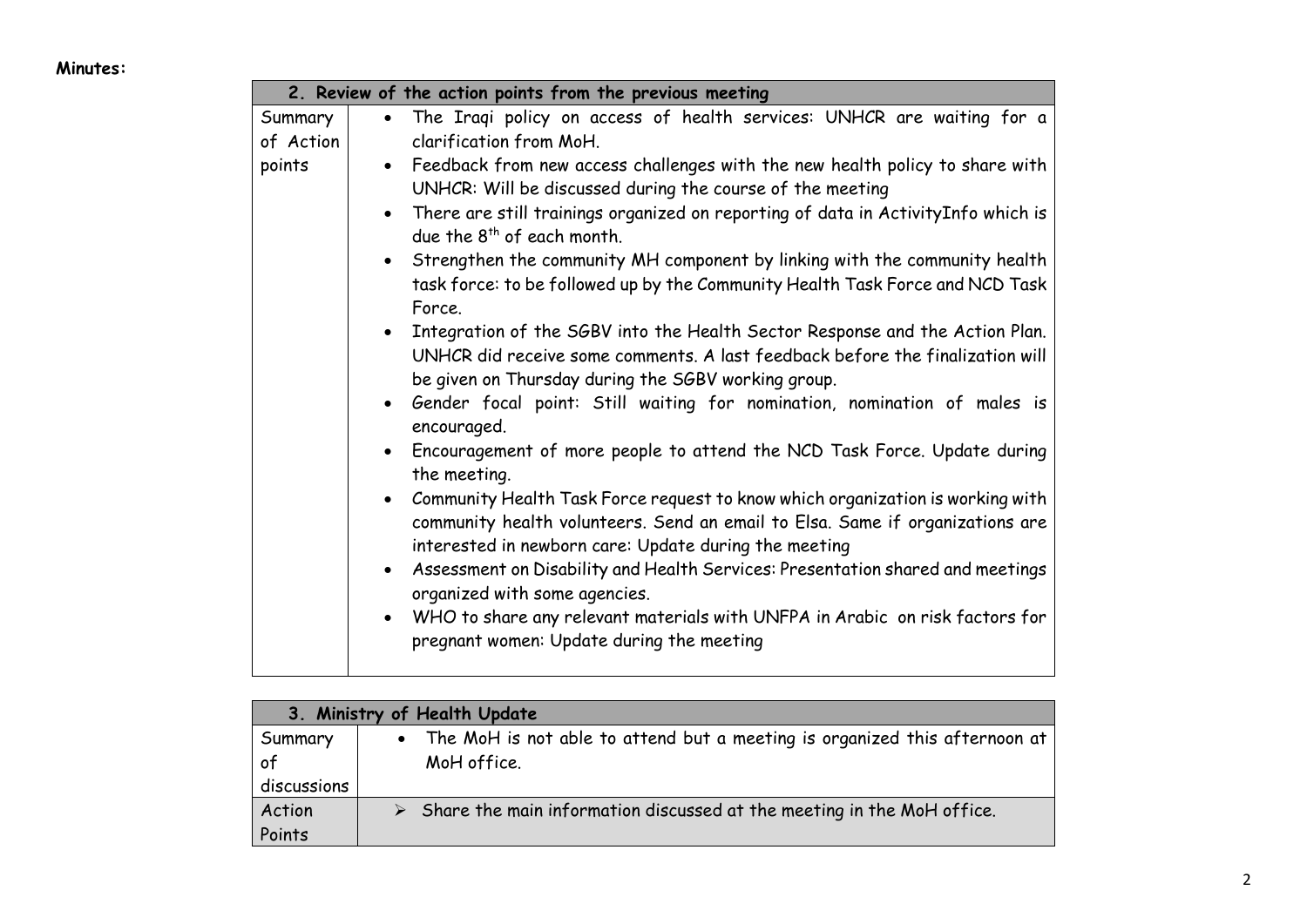**Minutes:**

| 2. Review of the action points from the previous meeting | |
|---|---|
| Summary of Action points | • The Iraqi policy on access of health services: UNHCR are waiting for a clarification from MoH.<br>• Feedback from new access challenges with the new health policy to share with UNHCR: Will be discussed during the course of the meeting<br>• There are still trainings organized on reporting of data in ActivityInfo which is due the 8th of each month.<br>• Strengthen the community MH component by linking with the community health task force: to be followed up by the Community Health Task Force and NCD Task Force.<br>• Integration of the SGBV into the Health Sector Response and the Action Plan. UNHCR did receive some comments. A last feedback before the finalization will be given on Thursday during the SGBV working group.<br>• Gender focal point: Still waiting for nomination, nomination of males is encouraged.<br>• Encouragement of more people to attend the NCD Task Force. Update during the meeting.<br>• Community Health Task Force request to know which organization is working with community health volunteers. Send an email to Elsa. Same if organizations are interested in newborn care: Update during the meeting<br>• Assessment on Disability and Health Services: Presentation shared and meetings organized with some agencies.<br>• WHO to share any relevant materials with UNFPA in Arabic on risk factors for pregnant women: Update during the meeting |

| 3. Ministry of Health Update | |
|---|---|
| Summary of discussions | • The MoH is not able to attend but a meeting is organized this afternoon at MoH office. |
| Action Points | ➢ Share the main information discussed at the meeting in the MoH office. |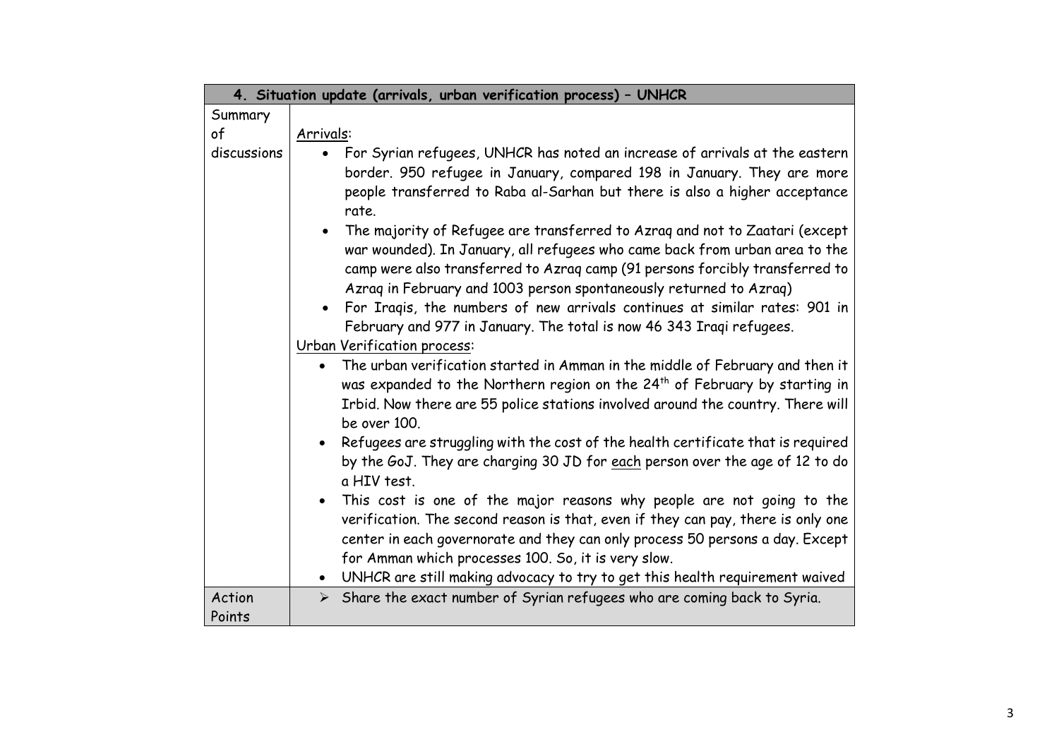| 4. Situation update (arrivals, urban verification process) – UNHCR | |
|---|---|
| Summary of discussions | Arrivals:<br>• For Syrian refugees, UNHCR has noted an increase of arrivals at the eastern border. 950 refugee in January, compared 198 in January. They are more people transferred to Raba al-Sarhan but there is also a higher acceptance rate.<br>• The majority of Refugee are transferred to Azraq and not to Zaatari (except war wounded). In January, all refugees who came back from urban area to the camp were also transferred to Azraq camp (91 persons forcibly transferred to Azraq in February and 1003 person spontaneously returned to Azraq)<br>• For Iraqis, the numbers of new arrivals continues at similar rates: 901 in February and 977 in January. The total is now 46 343 Iraqi refugees.<br>Urban Verification process:<br>• The urban verification started in Amman in the middle of February and then it was expanded to the Northern region on the 24th of February by starting in Irbid. Now there are 55 police stations involved around the country. There will be over 100.<br>• Refugees are struggling with the cost of the health certificate that is required by the GoJ. They are charging 30 JD for each person over the age of 12 to do a HIV test.<br>• This cost is one of the major reasons why people are not going to the verification. The second reason is that, even if they can pay, there is only one center in each governorate and they can only process 50 persons a day. Except for Amman which processes 100. So, it is very slow.<br>• UNHCR are still making advocacy to try to get this health requirement waived |
| Action Points | ➢ Share the exact number of Syrian refugees who are coming back to Syria. |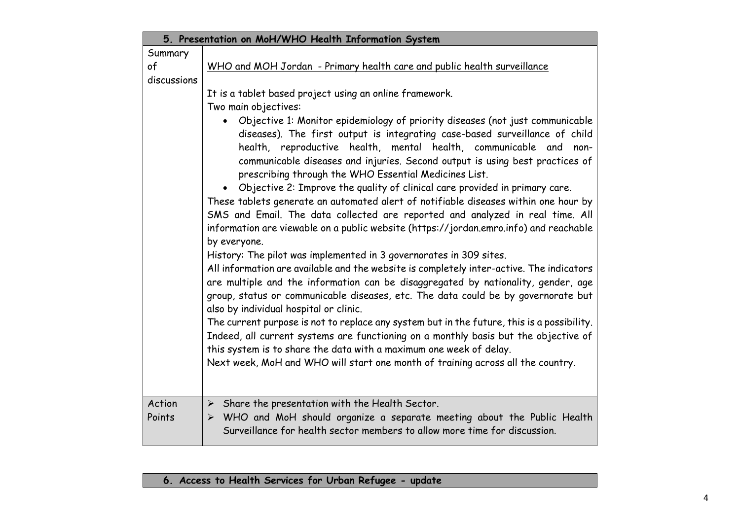| 5. Presentation on MoH/WHO Health Information System | |
|---|---|
| Summary of discussions | WHO and MOH Jordan - Primary health care and public health surveillance<br><br>It is a tablet based project using an online framework.<br>Two main objectives:<br>• Objective 1: Monitor epidemiology of priority diseases (not just communicable diseases). The first output is integrating case-based surveillance of child health, reproductive health, mental health, communicable and non-communicable diseases and injuries. Second output is using best practices of prescribing through the WHO Essential Medicines List.<br>• Objective 2: Improve the quality of clinical care provided in primary care.<br>These tablets generate an automated alert of notifiable diseases within one hour by SMS and Email. The data collected are reported and analyzed in real time. All information are viewable on a public website (https://jordan.emro.info) and reachable by everyone.<br>History: The pilot was implemented in 3 governorates in 309 sites.<br>All information are available and the website is completely inter-active. The indicators are multiple and the information can be disaggregated by nationality, gender, age group, status or communicable diseases, etc. The data could be by governorate but also by individual hospital or clinic.<br>The current purpose is not to replace any system but in the future, this is a possibility. Indeed, all current systems are functioning on a monthly basis but the objective of this system is to share the data with a maximum one week of delay.<br>Next week, MoH and WHO will start one month of training across all the country. |
| Action Points | ➢ Share the presentation with the Health Sector.<br>➢ WHO and MoH should organize a separate meeting about the Public Health Surveillance for health sector members to allow more time for discussion. |

| 6. Access to Health Services for Urban Refugee - update |
|---|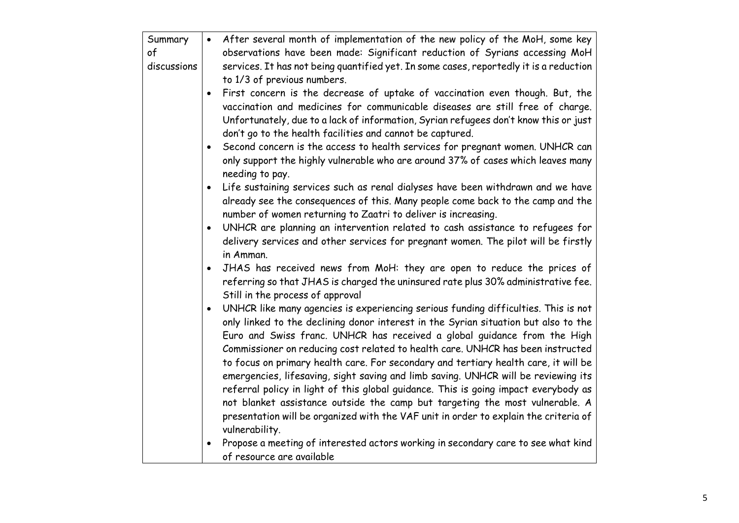| Summary of discussions | <ul><li>After several month of implementation of the new policy of the MoH, some key observations have been made: Significant reduction of Syrians accessing MoH services. It has not being quantified yet. In some cases, reportedly it is a reduction to 1/3 of previous numbers.</li><li>First concern is the decrease of uptake of vaccination even though. But, the vaccination and medicines for communicable diseases are still free of charge. Unfortunately, due to a lack of information, Syrian refugees don't know this or just don't go to the health facilities and cannot be captured.</li><li>Second concern is the access to health services for pregnant women. UNHCR can only support the highly vulnerable who are around 37% of cases which leaves many needing to pay.</li><li>Life sustaining services such as renal dialyses have been withdrawn and we have already see the consequences of this. Many people come back to the camp and the number of women returning to Zaatri to deliver is increasing.</li><li>UNHCR are planning an intervention related to cash assistance to refugees for delivery services and other services for pregnant women. The pilot will be firstly in Amman.</li><li>JHAS has received news from MoH: they are open to reduce the prices of referring so that JHAS is charged the uninsured rate plus 30% administrative fee. Still in the process of approval</li><li>UNHCR like many agencies is experiencing serious funding difficulties. This is not only linked to the declining donor interest in the Syrian situation but also to the Euro and Swiss franc. UNHCR has received a global guidance from the High Commissioner on reducing cost related to health care. UNHCR has been instructed to focus on primary health care. For secondary and tertiary health care, it will be emergencies, lifesaving, sight saving and limb saving. UNHCR will be reviewing its referral policy in light of this global guidance. This is going impact everybody as not blanket assistance outside the camp but targeting the most vulnerable. A presentation will be organized with the VAF unit in order to explain the criteria of vulnerability.</li><li>Propose a meeting of interested actors working in secondary care to see what kind of resource are available</li></ul> |
|---|---|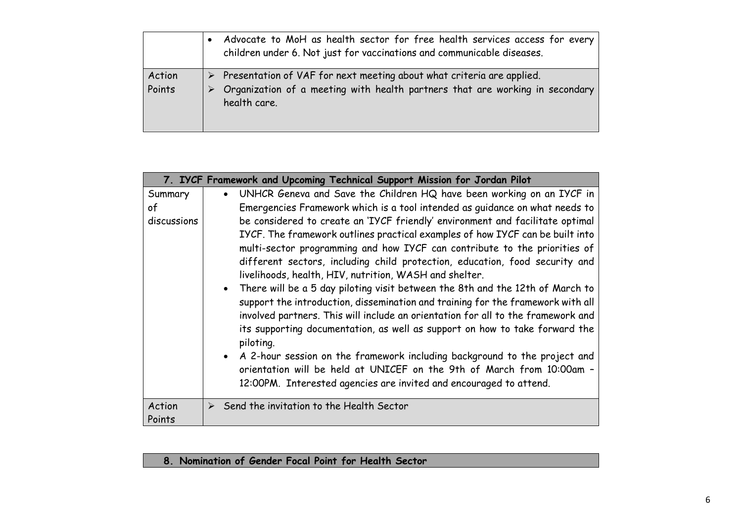| | |
|---|---|
| | • Advocate to MoH as health sector for free health services access for every children under 6. Not just for vaccinations and communicable diseases. |
| Action Points | ➢ Presentation of VAF for next meeting about what criteria are applied.<br>➢ Organization of a meeting with health partners that are working in secondary health care. |

| **7. IYCF Framework and Upcoming Technical Support Mission for Jordan Pilot** | |
|---|---|
| Summary of discussions | • UNHCR Geneva and Save the Children HQ have been working on an IYCF in Emergencies Framework which is a tool intended as guidance on what needs to be considered to create an 'IYCF friendly' environment and facilitate optimal IYCF. The framework outlines practical examples of how IYCF can be built into multi-sector programming and how IYCF can contribute to the priorities of different sectors, including child protection, education, food security and livelihoods, health, HIV, nutrition, WASH and shelter.<br>• There will be a 5 day piloting visit between the 8th and the 12th of March to support the introduction, dissemination and training for the framework with all involved partners. This will include an orientation for all to the framework and its supporting documentation, as well as support on how to take forward the piloting.<br>• A 2-hour session on the framework including background to the project and orientation will be held at UNICEF on the 9th of March from 10:00am – 12:00PM. Interested agencies are invited and encouraged to attend. |
| Action Points | ➢ Send the invitation to the Health Sector |

| **8. Nomination of Gender Focal Point for Health Sector** |
|---|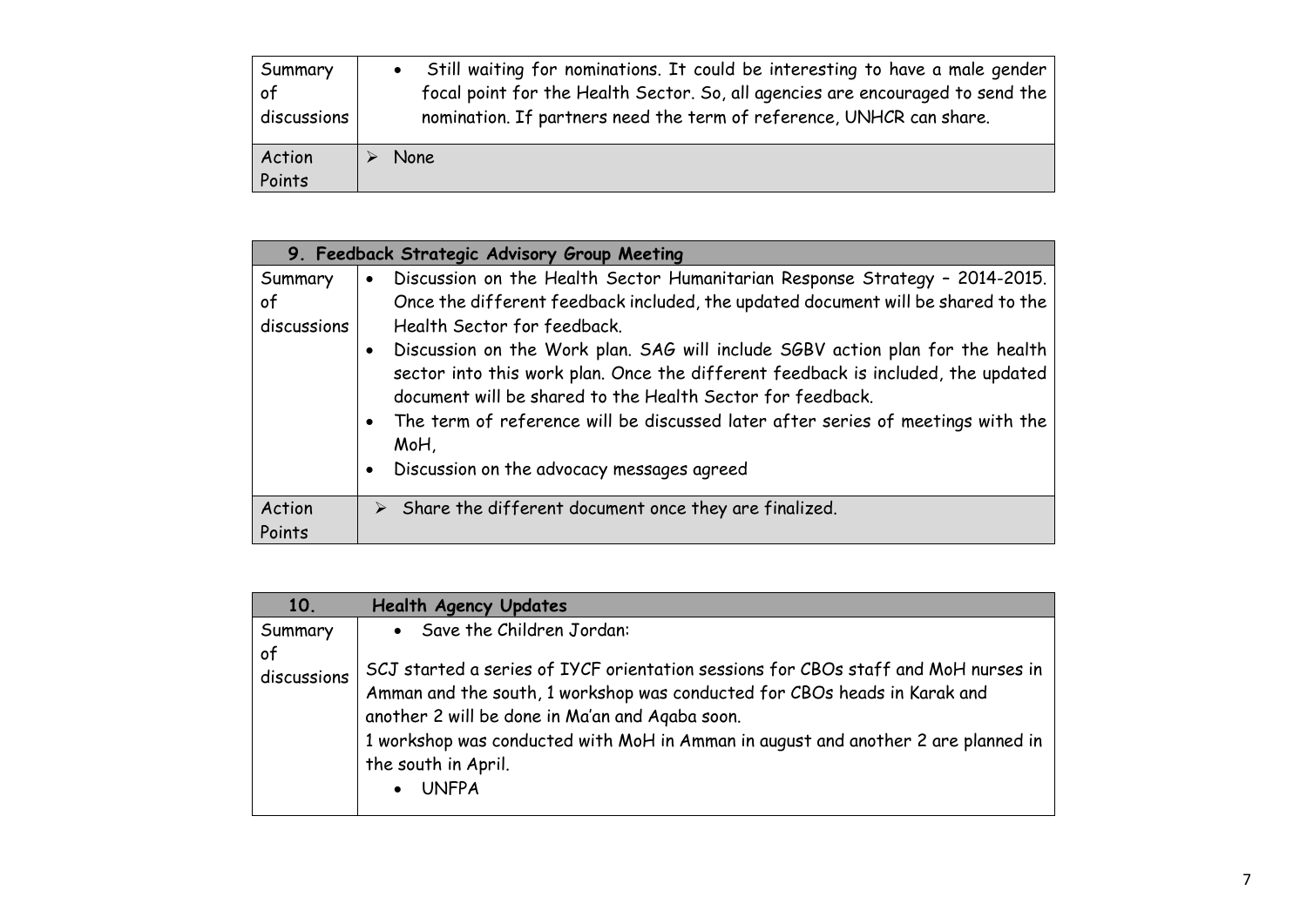| | |
|---|---|
| Summary of discussions | • Still waiting for nominations. It could be interesting to have a male gender focal point for the Health Sector. So, all agencies are encouraged to send the nomination. If partners need the term of reference, UNHCR can share. |
| Action Points | ➢ None |

| 9. Feedback Strategic Advisory Group Meeting | |
|---|---|
| Summary of discussions | • Discussion on the Health Sector Humanitarian Response Strategy – 2014-2015. Once the different feedback included, the updated document will be shared to the Health Sector for feedback.<br>• Discussion on the Work plan. SAG will include SGBV action plan for the health sector into this work plan. Once the different feedback is included, the updated document will be shared to the Health Sector for feedback.<br>• The term of reference will be discussed later after series of meetings with the MoH,<br>• Discussion on the advocacy messages agreed |
| Action Points | ➢ Share the different document once they are finalized. |

| 10. | Health Agency Updates |
|---|---|
| Summary of discussions | • Save the Children Jordan:<br><br>SCJ started a series of IYCF orientation sessions for CBOs staff and MoH nurses in Amman and the south, 1 workshop was conducted for CBOs heads in Karak and another 2 will be done in Ma'an and Aqaba soon.<br>1 workshop was conducted with MoH in Amman in august and another 2 are planned in the south in April.<br>• UNFPA |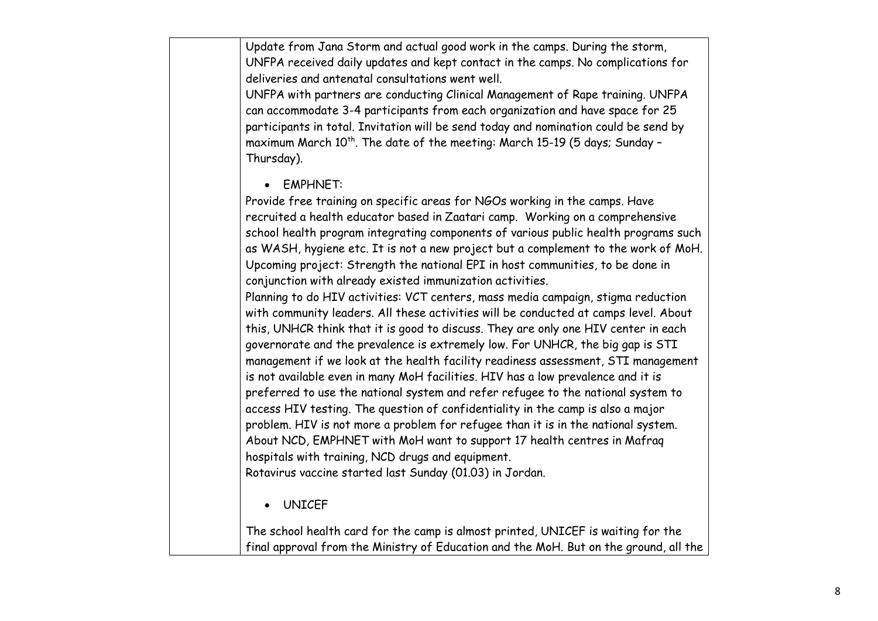Update from Jana Storm and actual good work in the camps. During the storm, UNFPA received daily updates and kept contact in the camps. No complications for deliveries and antenatal consultations went well.

UNFPA with partners are conducting Clinical Management of Rape training. UNFPA can accommodate 3-4 participants from each organization and have space for 25 participants in total. Invitation will be send today and nomination could be send by maximum March 10th. The date of the meeting: March 15-19 (5 days; Sunday – Thursday).

- EMPHNET:

Provide free training on specific areas for NGOs working in the camps. Have recruited a health educator based in Zaatari camp. Working on a comprehensive school health program integrating components of various public health programs such as WASH, hygiene etc. It is not a new project but a complement to the work of MoH. Upcoming project: Strength the national EPI in host communities, to be done in conjunction with already existed immunization activities.

Planning to do HIV activities: VCT centers, mass media campaign, stigma reduction with community leaders. All these activities will be conducted at camps level. About this, UNHCR think that it is good to discuss. They are only one HIV center in each governorate and the prevalence is extremely low. For UNHCR, the big gap is STI management if we look at the health facility readiness assessment, STI management is not available even in many MoH facilities. HIV has a low prevalence and it is preferred to use the national system and refer refugee to the national system to access HIV testing. The question of confidentiality in the camp is also a major problem. HIV is not more a problem for refugee than it is in the national system. About NCD, EMPHNET with MoH want to support 17 health centres in Mafraq hospitals with training, NCD drugs and equipment.

Rotavirus vaccine started last Sunday (01.03) in Jordan.

- UNICEF

The school health card for the camp is almost printed, UNICEF is waiting for the final approval from the Ministry of Education and the MoH. But on the ground, all the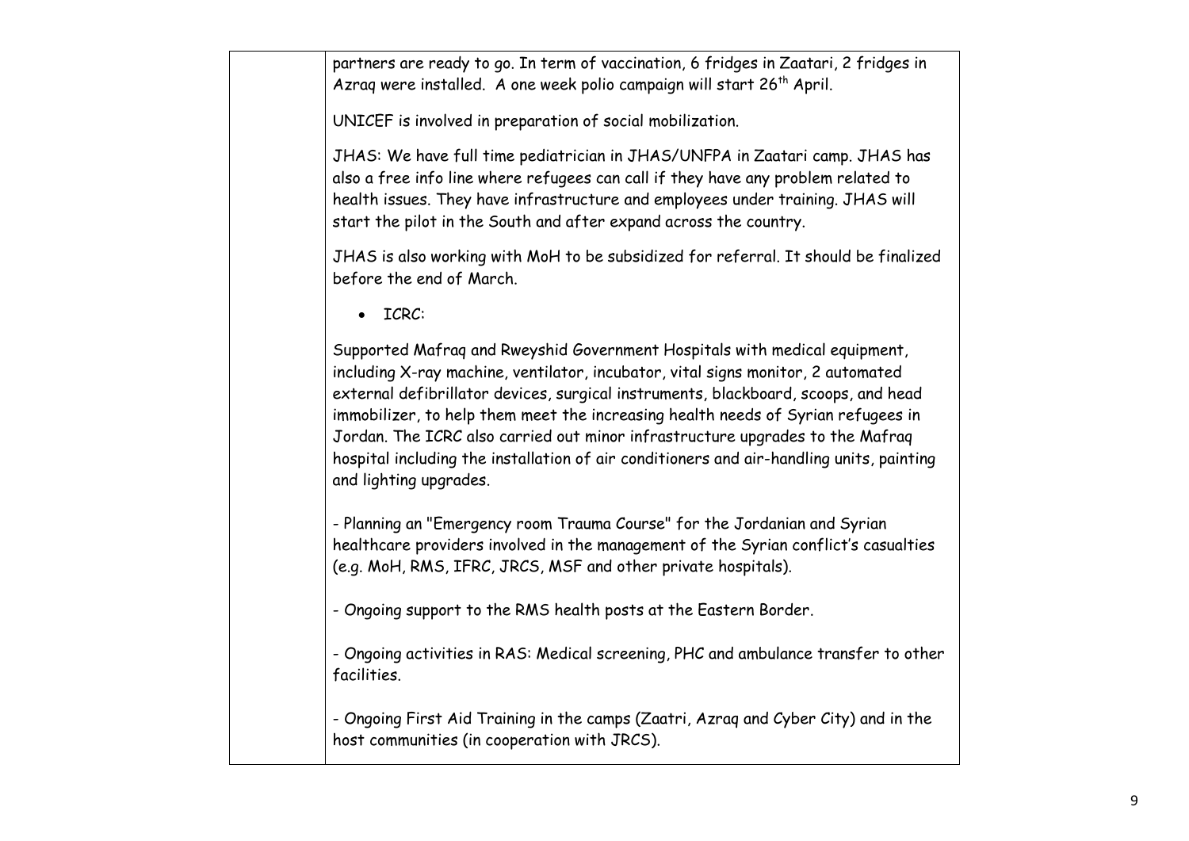| | |
|---|---|
| | partners are ready to go. In term of vaccination, 6 fridges in Zaatari, 2 fridges in Azraq were installed. A one week polio campaign will start 26th April.<br><br>UNICEF is involved in preparation of social mobilization.<br><br>JHAS: We have full time pediatrician in JHAS/UNFPA in Zaatari camp. JHAS has also a free info line where refugees can call if they have any problem related to health issues. They have infrastructure and employees under training. JHAS will start the pilot in the South and after expand across the country.<br><br>JHAS is also working with MoH to be subsidized for referral. It should be finalized before the end of March.<br><br>• ICRC:<br><br>Supported Mafraq and Rweyshid Government Hospitals with medical equipment, including X-ray machine, ventilator, incubator, vital signs monitor, 2 automated external defibrillator devices, surgical instruments, blackboard, scoops, and head immobilizer, to help them meet the increasing health needs of Syrian refugees in Jordan. The ICRC also carried out minor infrastructure upgrades to the Mafraq hospital including the installation of air conditioners and air-handling units, painting and lighting upgrades.<br><br>- Planning an "Emergency room Trauma Course" for the Jordanian and Syrian healthcare providers involved in the management of the Syrian conflict's casualties (e.g. MoH, RMS, IFRC, JRCS, MSF and other private hospitals).<br><br>- Ongoing support to the RMS health posts at the Eastern Border.<br><br>- Ongoing activities in RAS: Medical screening, PHC and ambulance transfer to other facilities.<br><br>- Ongoing First Aid Training in the camps (Zaatri, Azraq and Cyber City) and in the host communities (in cooperation with JRCS). |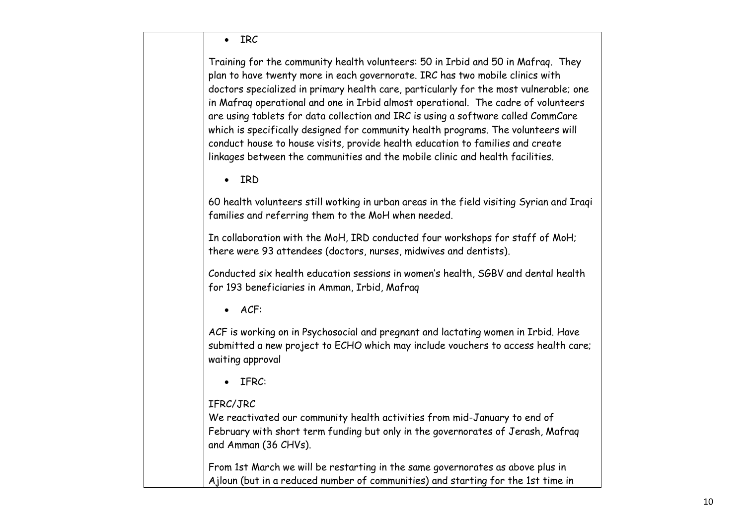| | - IRC<br><br>Training for the community health volunteers: 50 in Irbid and 50 in Mafraq. They plan to have twenty more in each governorate. IRC has two mobile clinics with doctors specialized in primary health care, particularly for the most vulnerable; one in Mafraq operational and one in Irbid almost operational. The cadre of volunteers are using tablets for data collection and IRC is using a software called CommCare which is specifically designed for community health programs. The volunteers will conduct house to house visits, provide health education to families and create linkages between the communities and the mobile clinic and health facilities.<br><br>- IRD<br><br>60 health volunteers still wotking in urban areas in the field visiting Syrian and Iraqi families and referring them to the MoH when needed.<br><br>In collaboration with the MoH, IRD conducted four workshops for staff of MoH; there were 93 attendees (doctors, nurses, midwives and dentists).<br><br>Conducted six health education sessions in women's health, SGBV and dental health for 193 beneficiaries in Amman, Irbid, Mafraq<br><br>- ACF:<br><br>ACF is working on in Psychosocial and pregnant and lactating women in Irbid. Have submitted a new project to ECHO which may include vouchers to access health care; waiting approval<br><br>- IFRC:<br><br>IFRC/JRC<br>We reactivated our community health activities from mid-January to end of February with short term funding but only in the governorates of Jerash, Mafraq and Amman (36 CHVs).<br><br>From 1st March we will be restarting in the same governorates as above plus in Ajloun (but in a reduced number of communities) and starting for the 1st time in |
|---|---|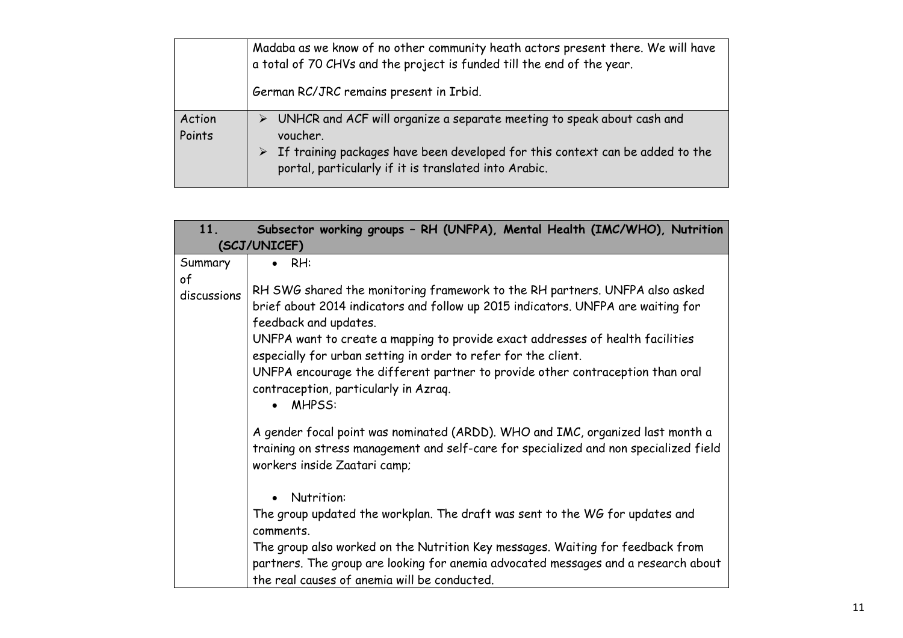| | |
|---|---|
| | Madaba as we know of no other community heath actors present there. We will have a total of 70 CHVs and the project is funded till the end of the year.<br><br>German RC/JRC remains present in Irbid. |
| Action Points | ➢ UNHCR and ACF will organize a separate meeting to speak about cash and voucher.<br>➢ If training packages have been developed for this context can be added to the portal, particularly if it is translated into Arabic. |

| **11.** | **Subsector working groups – RH (UNFPA), Mental Health (IMC/WHO), Nutrition (SCJ/UNICEF)** |
|---|---|
| Summary of discussions | • RH:<br><br>RH SWG shared the monitoring framework to the RH partners. UNFPA also asked brief about 2014 indicators and follow up 2015 indicators. UNFPA are waiting for feedback and updates.<br>UNFPA want to create a mapping to provide exact addresses of health facilities especially for urban setting in order to refer for the client.<br>UNFPA encourage the different partner to provide other contraception than oral contraception, particularly in Azraq.<br>• MHPSS:<br><br>A gender focal point was nominated (ARDD). WHO and IMC, organized last month a training on stress management and self-care for specialized and non specialized field workers inside Zaatari camp;<br><br>• Nutrition:<br>The group updated the workplan. The draft was sent to the WG for updates and comments.<br>The group also worked on the Nutrition Key messages. Waiting for feedback from partners. The group are looking for anemia advocated messages and a research about the real causes of anemia will be conducted. |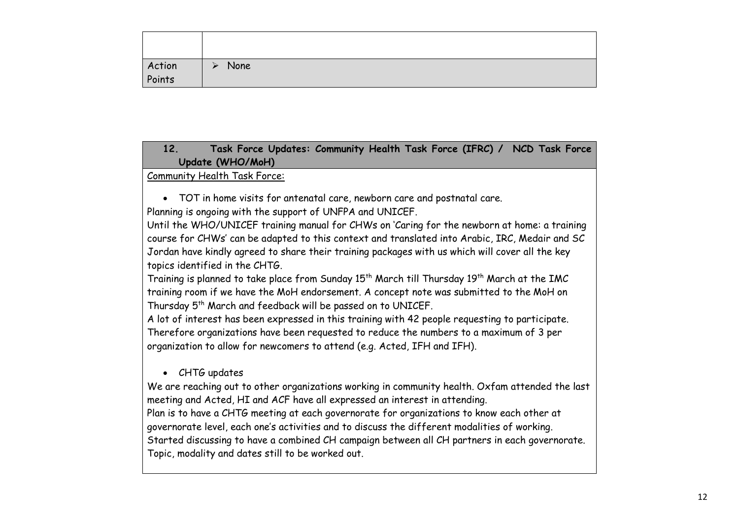| | |
|---|---|
| | |
| Action Points | ➢ None |

| **12. Task Force Updates: Community Health Task Force (IFRC) / NCD Task Force Update (WHO/MoH)** |
|---|

Community Health Task Force:

- TOT in home visits for antenatal care, newborn care and postnatal care.

Planning is ongoing with the support of UNFPA and UNICEF.

Until the WHO/UNICEF training manual for CHWs on 'Caring for the newborn at home: a training course for CHWs' can be adapted to this context and translated into Arabic, IRC, Medair and SC Jordan have kindly agreed to share their training packages with us which will cover all the key topics identified in the CHTG.

Training is planned to take place from Sunday 15th March till Thursday 19th March at the IMC training room if we have the MoH endorsement. A concept note was submitted to the MoH on Thursday 5th March and feedback will be passed on to UNICEF.

A lot of interest has been expressed in this training with 42 people requesting to participate. Therefore organizations have been requested to reduce the numbers to a maximum of 3 per organization to allow for newcomers to attend (e.g. Acted, IFH and IFH).

- CHTG updates

We are reaching out to other organizations working in community health. Oxfam attended the last meeting and Acted, HI and ACF have all expressed an interest in attending.

Plan is to have a CHTG meeting at each governorate for organizations to know each other at governorate level, each one's activities and to discuss the different modalities of working.

Started discussing to have a combined CH campaign between all CH partners in each governorate. Topic, modality and dates still to be worked out.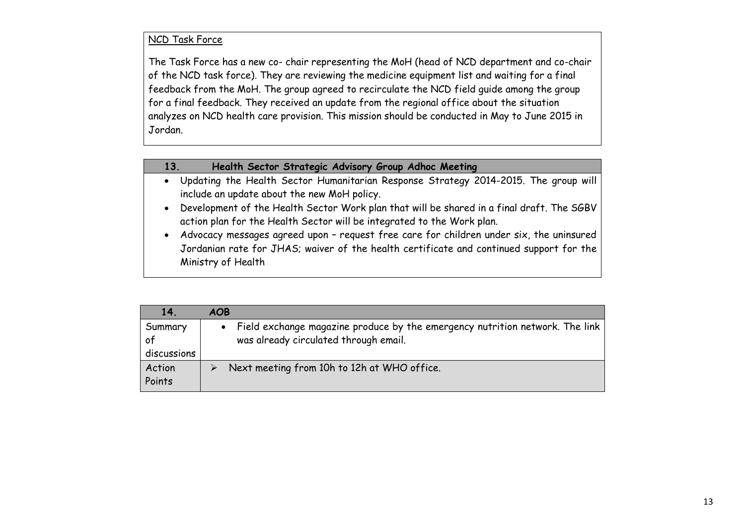NCD Task Force

The Task Force has a new co- chair representing the MoH (head of NCD department and co-chair of the NCD task force). They are reviewing the medicine equipment list and waiting for a final feedback from the MoH. The group agreed to recirculate the NCD field guide among the group for a final feedback. They received an update from the regional office about the situation analyzes on NCD health care provision. This mission should be conducted in May to June 2015 in Jordan.

| 13. Health Sector Strategic Advisory Group Adhoc Meeting |
|---|
| • Updating the Health Sector Humanitarian Response Strategy 2014-2015. The group will include an update about the new MoH policy.<br>• Development of the Health Sector Work plan that will be shared in a final draft. The SGBV action plan for the Health Sector will be integrated to the Work plan.<br>• Advocacy messages agreed upon – request free care for children under six, the uninsured Jordanian rate for JHAS; waiver of the health certificate and continued support for the Ministry of Health |

| 14. | AOB |
|---|---|
| Summary of discussions | • Field exchange magazine produce by the emergency nutrition network. The link was already circulated through email. |
| Action Points | ➢ Next meeting from 10h to 12h at WHO office. |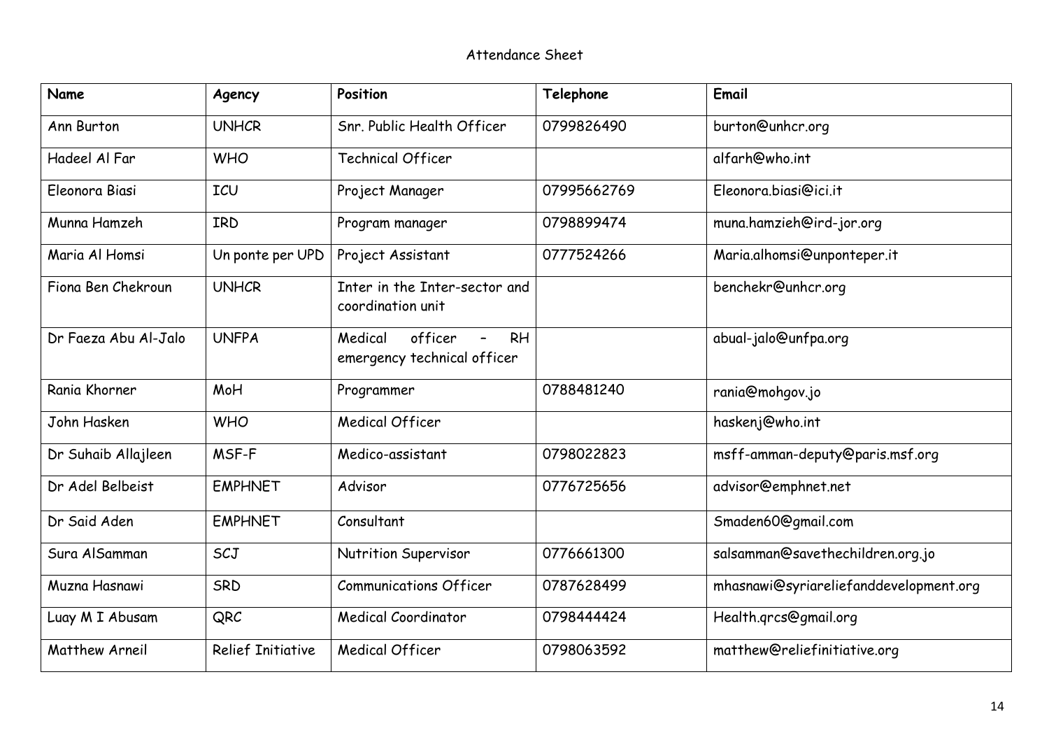Attendance Sheet

| Name | Agency | Position | Telephone | Email |
|---|---|---|---|---|
| Ann Burton | UNHCR | Snr. Public Health Officer | 0799826490 | burton@unhcr.org |
| Hadeel Al Far | WHO | Technical Officer | | alfarh@who.int |
| Eleonora Biasi | ICU | Project Manager | 07995662769 | Eleonora.biasi@ici.it |
| Munna Hamzeh | IRD | Program manager | 0798899474 | muna.hamzieh@ird-jor.org |
| Maria Al Homsi | Un ponte per UPD | Project Assistant | 0777524266 | Maria.alhomsi@unponteper.it |
| Fiona Ben Chekroun | UNHCR | Inter in the Inter-sector and coordination unit | | benchekr@unhcr.org |
| Dr Faeza Abu Al-Jalo | UNFPA | Medical officer – RH emergency technical officer | | abual-jalo@unfpa.org |
| Rania Khorner | MoH | Programmer | 0788481240 | rania@mohgov.jo |
| John Hasken | WHO | Medical Officer | | haskenj@who.int |
| Dr Suhaib Allajleen | MSF-F | Medico-assistant | 0798022823 | msff-amman-deputy@paris.msf.org |
| Dr Adel Belbeist | EMPHNET | Advisor | 0776725656 | advisor@emphnet.net |
| Dr Said Aden | EMPHNET | Consultant | | Smaden60@gmail.com |
| Sura AlSamman | SCJ | Nutrition Supervisor | 0776661300 | salsamman@savethechildren.org.jo |
| Muzna Hasnawi | SRD | Communications Officer | 0787628499 | mhasnawi@syriareliefanddevelopment.org |
| Luay M I Abusam | QRC | Medical Coordinator | 0798444424 | Health.qrcs@gmail.org |
| Matthew Arneil | Relief Initiative | Medical Officer | 0798063592 | matthew@reliefinitiative.org |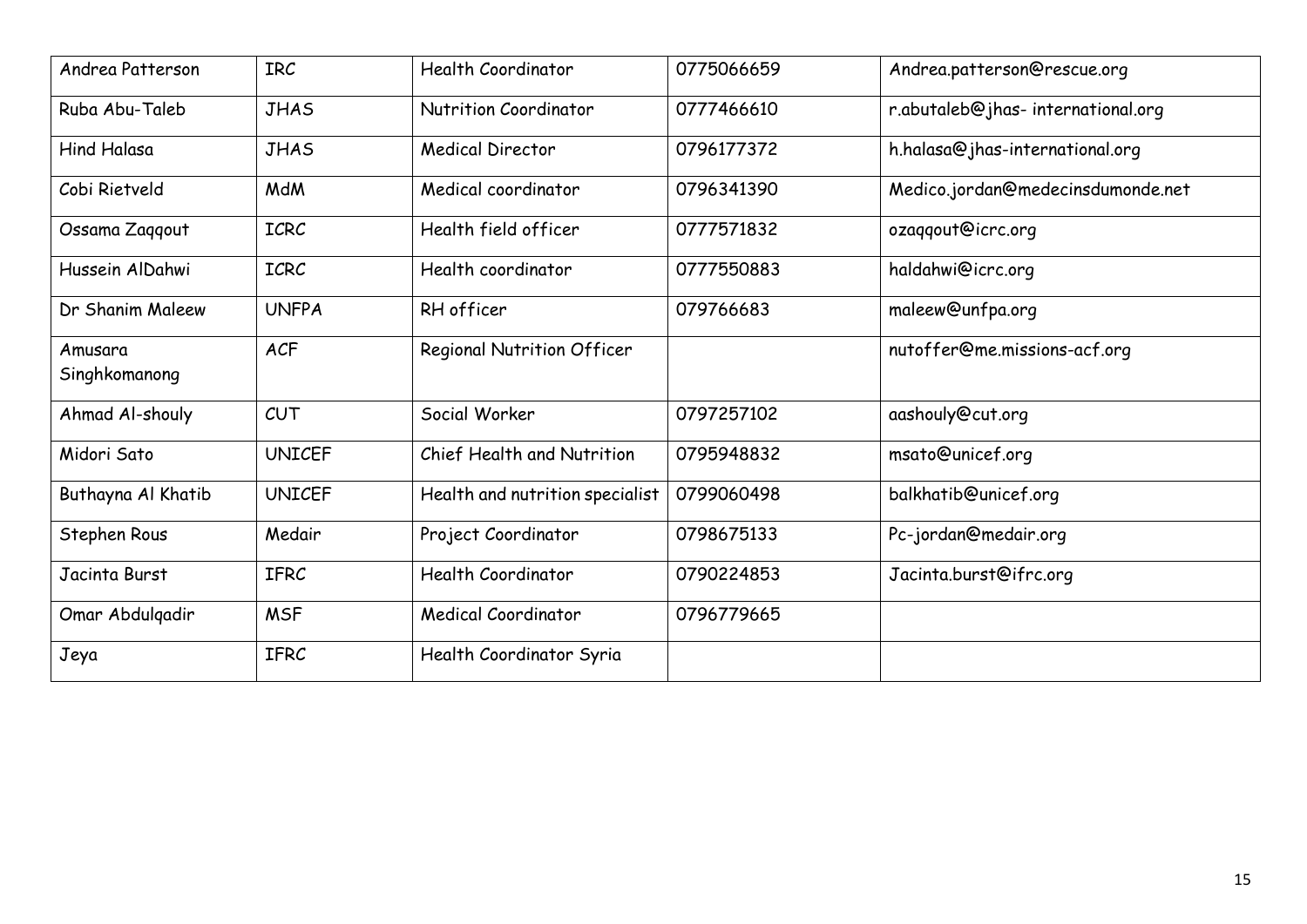| | | | | |
|---|---|---|---|---|
| Andrea Patterson | IRC | Health Coordinator | 0775066659 | Andrea.patterson@rescue.org |
| Ruba Abu-Taleb | JHAS | Nutrition Coordinator | 0777466610 | r.abutaleb@jhas- international.org |
| Hind Halasa | JHAS | Medical Director | 0796177372 | h.halasa@jhas-international.org |
| Cobi Rietveld | MdM | Medical coordinator | 0796341390 | Medico.jordan@medecinsdumonde.net |
| Ossama Zaqqout | ICRC | Health field officer | 0777571832 | ozaqqout@icrc.org |
| Hussein AlDahwi | ICRC | Health coordinator | 0777550883 | haldahwi@icrc.org |
| Dr Shanim Maleew | UNFPA | RH officer | 079766683 | maleew@unfpa.org |
| Amusara Singhkomanong | ACF | Regional Nutrition Officer | | nutoffer@me.missions-acf.org |
| Ahmad Al-shouly | CUT | Social Worker | 0797257102 | aashouly@cut.org |
| Midori Sato | UNICEF | Chief Health and Nutrition | 0795948832 | msato@unicef.org |
| Buthayna Al Khatib | UNICEF | Health and nutrition specialist | 0799060498 | balkhatib@unicef.org |
| Stephen Rous | Medair | Project Coordinator | 0798675133 | Pc-jordan@medair.org |
| Jacinta Burst | IFRC | Health Coordinator | 0790224853 | Jacinta.burst@ifrc.org |
| Omar Abdulqadir | MSF | Medical Coordinator | 0796779665 | |
| Jeya | IFRC | Health Coordinator Syria | | |